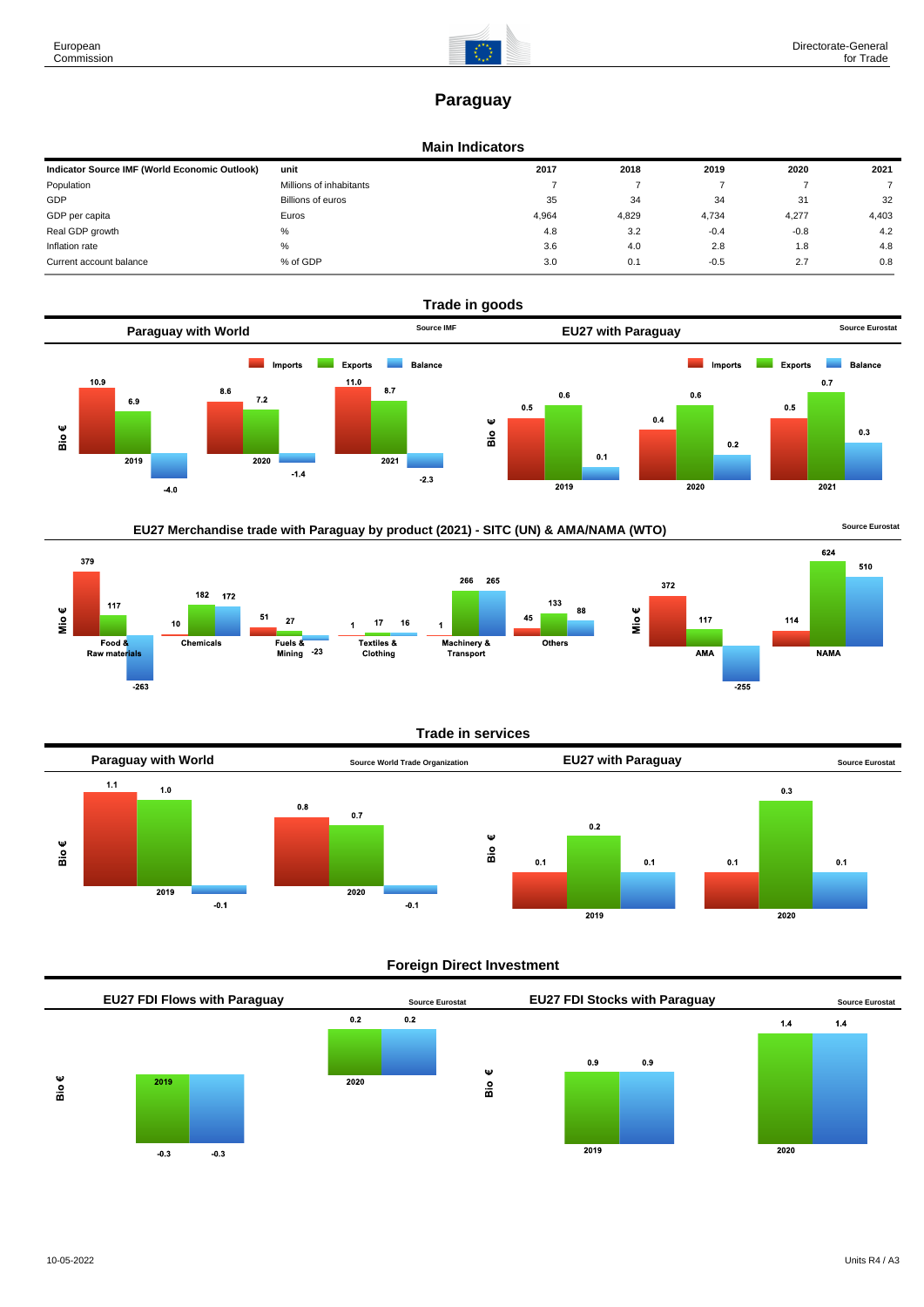# Paraguay

## Main Indicators

| Indicator Source IMF (World Economic Outlook) | unit | 2017 | 2018 | 2019 | 2020 | 2021 |
|---|---|---|---|---|---|---|
| Population | Millions of inhabitants | 7 | 7 | 7 | 7 | 7 |
| GDP | Billions of euros | 35 | 34 | 34 | 31 | 32 |
| GDP per capita | Euros | 4,964 | 4,829 | 4,734 | 4,277 | 4,403 |
| Real GDP growth | % | 4.8 | 3.2 | -0.4 | -0.8 | 4.2 |
| Inflation rate | % | 3.6 | 4.0 | 2.8 | 1.8 | 4.8 |
| Current account balance | % of GDP | 3.0 | 0.1 | -0.5 | 2.7 | 0.8 |

## Trade in goods

### Paraguay with World

Source IMF

Bio €

| | Imports | Exports | Balance |
|---|---|---|---|
| 2019 | 10.9 | 6.9 | -4.0 |
| 2020 | 8.6 | 7.2 | -1.4 |
| 2021 | 11.0 | 8.7 | -2.3 |

### EU27 with Paraguay

Source Eurostat

Bio €

| | Imports | Exports | Balance |
|---|---|---|---|
| 2019 | 0.5 | 0.6 | 0.1 |
| 2020 | 0.4 | 0.6 | 0.2 |
| 2021 | 0.5 | 0.7 | 0.3 |

### EU27 Merchandise trade with Paraguay by product (2021) - SITC (UN) & AMA/NAMA (WTO)

Source Eurostat

Mio €

| | Imports | Exports | Balance |
|---|---|---|---|
| Food & Raw materials | 379 | 117 | -263 |
| Chemicals | 10 | 182 | 172 |
| Fuels & Mining | 51 | 27 | -23 |
| Textiles & Clothing | 1 | 17 | 16 |
| Machinery & Transport | 1 | 266 | 265 |
| Others | 45 | 133 | 88 |

Mio €

| | Imports | Exports | Balance |
|---|---|---|---|
| AMA | 372 | 117 | -255 |
| NAMA | 114 | 624 | 510 |

## Trade in services

### Paraguay with World

Source World Trade Organization

Bio €

| | Imports | Exports | Balance |
|---|---|---|---|
| 2019 | 1.1 | 1.0 | -0.1 |
| 2020 | 0.8 | 0.7 | -0.1 |

### EU27 with Paraguay

Source Eurostat

Bio €

| | Imports | Exports | Balance |
|---|---|---|---|
| 2019 | 0.1 | 0.2 | 0.1 |
| 2020 | 0.1 | 0.3 | 0.1 |

## Foreign Direct Investment

### EU27 FDI Flows with Paraguay

Source Eurostat

Bio €

| | | |
|---|---|---|
| 2019 | -0.3 | -0.3 |
| 2020 | 0.2 | 0.2 |

### EU27 FDI Stocks with Paraguay

Source Eurostat

Bio €

| | | |
|---|---|---|
| 2019 | 0.9 | 0.9 |
| 2020 | 1.4 | 1.4 |

10-05-2022

Units R4 / A3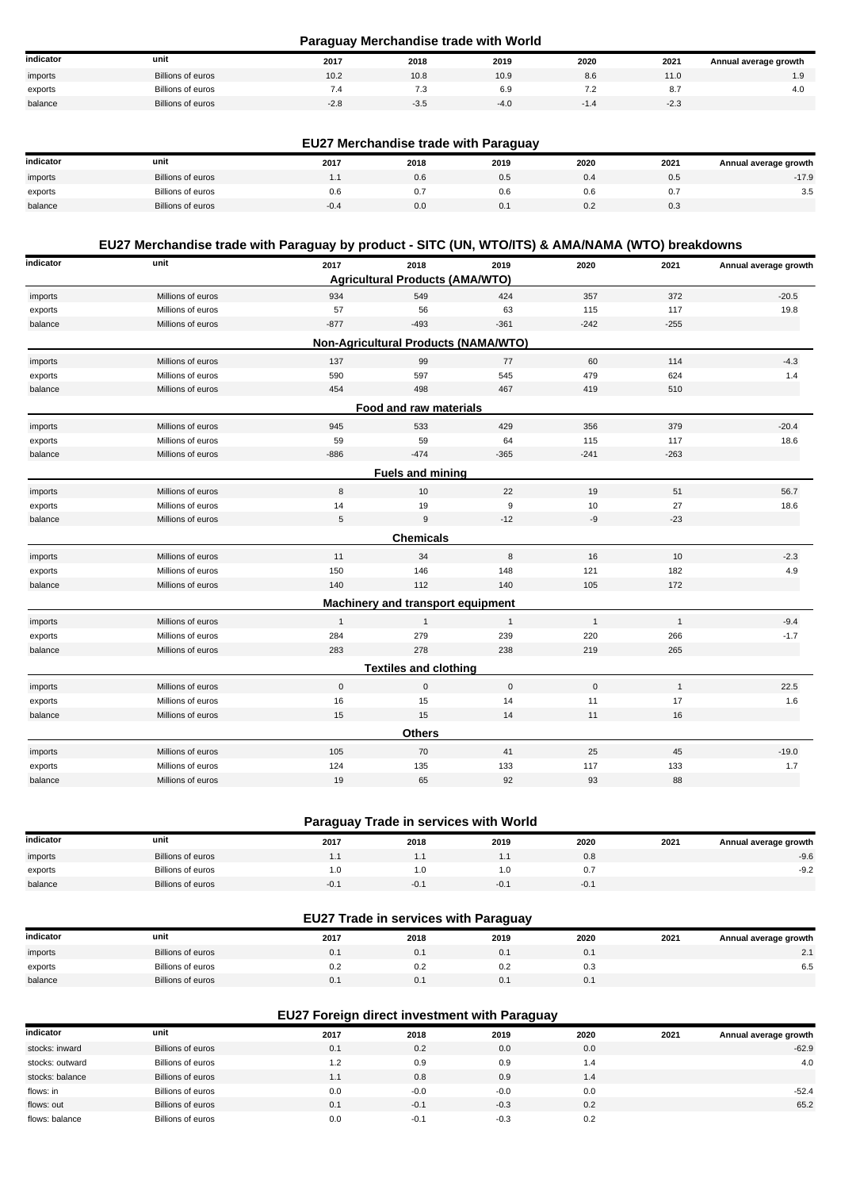## Paraguay Merchandise trade with World

| indicator | unit | 2017 | 2018 | 2019 | 2020 | 2021 | Annual average growth |
| --- | --- | --- | --- | --- | --- | --- | --- |
| imports | Billions of euros | 10.2 | 10.8 | 10.9 | 8.6 | 11.0 | 1.9 |
| exports | Billions of euros | 7.4 | 7.3 | 6.9 | 7.2 | 8.7 | 4.0 |
| balance | Billions of euros | -2.8 | -3.5 | -4.0 | -1.4 | -2.3 | |

## EU27 Merchandise trade with Paraguay

| indicator | unit | 2017 | 2018 | 2019 | 2020 | 2021 | Annual average growth |
| --- | --- | --- | --- | --- | --- | --- | --- |
| imports | Billions of euros | 1.1 | 0.6 | 0.5 | 0.4 | 0.5 | -17.9 |
| exports | Billions of euros | 0.6 | 0.7 | 0.6 | 0.6 | 0.7 | 3.5 |
| balance | Billions of euros | -0.4 | 0.0 | 0.1 | 0.2 | 0.3 | |

## EU27 Merchandise trade with Paraguay by product - SITC (UN, WTO/ITS) & AMA/NAMA (WTO) breakdowns

| indicator | unit | 2017 | 2018 | 2019 | 2020 | 2021 | Annual average growth |
| --- | --- | --- | --- | --- | --- | --- | --- |
| | | | **Agricultural Products (AMA/WTO)** | | | | |
| imports | Millions of euros | 934 | 549 | 424 | 357 | 372 | -20.5 |
| exports | Millions of euros | 57 | 56 | 63 | 115 | 117 | 19.8 |
| balance | Millions of euros | -877 | -493 | -361 | -242 | -255 | |
| | | | **Non-Agricultural Products (NAMA/WTO)** | | | | |
| imports | Millions of euros | 137 | 99 | 77 | 60 | 114 | -4.3 |
| exports | Millions of euros | 590 | 597 | 545 | 479 | 624 | 1.4 |
| balance | Millions of euros | 454 | 498 | 467 | 419 | 510 | |
| | | | **Food and raw materials** | | | | |
| imports | Millions of euros | 945 | 533 | 429 | 356 | 379 | -20.4 |
| exports | Millions of euros | 59 | 59 | 64 | 115 | 117 | 18.6 |
| balance | Millions of euros | -886 | -474 | -365 | -241 | -263 | |
| | | | **Fuels and mining** | | | | |
| imports | Millions of euros | 8 | 10 | 22 | 19 | 51 | 56.7 |
| exports | Millions of euros | 14 | 19 | 9 | 10 | 27 | 18.6 |
| balance | Millions of euros | 5 | 9 | -12 | -9 | -23 | |
| | | | **Chemicals** | | | | |
| imports | Millions of euros | 11 | 34 | 8 | 16 | 10 | -2.3 |
| exports | Millions of euros | 150 | 146 | 148 | 121 | 182 | 4.9 |
| balance | Millions of euros | 140 | 112 | 140 | 105 | 172 | |
| | | | **Machinery and transport equipment** | | | | |
| imports | Millions of euros | 1 | 1 | 1 | 1 | 1 | -9.4 |
| exports | Millions of euros | 284 | 279 | 239 | 220 | 266 | -1.7 |
| balance | Millions of euros | 283 | 278 | 238 | 219 | 265 | |
| | | | **Textiles and clothing** | | | | |
| imports | Millions of euros | 0 | 0 | 0 | 0 | 1 | 22.5 |
| exports | Millions of euros | 16 | 15 | 14 | 11 | 17 | 1.6 |
| balance | Millions of euros | 15 | 15 | 14 | 11 | 16 | |
| | | | **Others** | | | | |
| imports | Millions of euros | 105 | 70 | 41 | 25 | 45 | -19.0 |
| exports | Millions of euros | 124 | 135 | 133 | 117 | 133 | 1.7 |
| balance | Millions of euros | 19 | 65 | 92 | 93 | 88 | |

## Paraguay Trade in services with World

| indicator | unit | 2017 | 2018 | 2019 | 2020 | 2021 | Annual average growth |
| --- | --- | --- | --- | --- | --- | --- | --- |
| imports | Billions of euros | 1.1 | 1.1 | 1.1 | 0.8 | | -9.6 |
| exports | Billions of euros | 1.0 | 1.0 | 1.0 | 0.7 | | -9.2 |
| balance | Billions of euros | -0.1 | -0.1 | -0.1 | -0.1 | | |

## EU27 Trade in services with Paraguay

| indicator | unit | 2017 | 2018 | 2019 | 2020 | 2021 | Annual average growth |
| --- | --- | --- | --- | --- | --- | --- | --- |
| imports | Billions of euros | 0.1 | 0.1 | 0.1 | 0.1 | | 2.1 |
| exports | Billions of euros | 0.2 | 0.2 | 0.2 | 0.3 | | 6.5 |
| balance | Billions of euros | 0.1 | 0.1 | 0.1 | 0.1 | | |

## EU27 Foreign direct investment with Paraguay

| indicator | unit | 2017 | 2018 | 2019 | 2020 | 2021 | Annual average growth |
| --- | --- | --- | --- | --- | --- | --- | --- |
| stocks: inward | Billions of euros | 0.1 | 0.2 | 0.0 | 0.0 | | -62.9 |
| stocks: outward | Billions of euros | 1.2 | 0.9 | 0.9 | 1.4 | | 4.0 |
| stocks: balance | Billions of euros | 1.1 | 0.8 | 0.9 | 1.4 | | |
| flows: in | Billions of euros | 0.0 | -0.0 | -0.0 | 0.0 | | -52.4 |
| flows: out | Billions of euros | 0.1 | -0.1 | -0.3 | 0.2 | | 65.2 |
| flows: balance | Billions of euros | 0.0 | -0.1 | -0.3 | 0.2 | | |